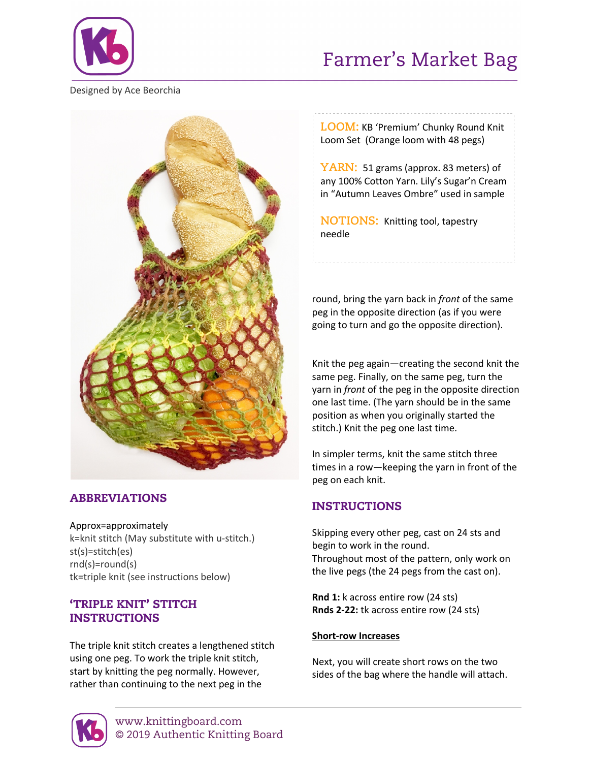# Farmer's Market Bag

Designed by Ace Beorchia

**LOOM:** KB 'Premium' Chunky Round Knit Loom Set (Orange loom with 48 pegs)

**YARN:** 51 grams (approx. 83 meters) of any 100% Cotton Yarn. Lily's Sugar'n Cream in "Autumn Leaves Ombre" used in sample

**NOTIONS:** Knitting tool, tapestry needle

## ABBREVIATIONS

Approx=approximately
k=knit stitch (May substitute with u-stitch.)
st(s)=stitch(es)
rnd(s)=round(s)
tk=triple knit (see instructions below)

## 'TRIPLE KNIT' STITCH INSTRUCTIONS

The triple knit stitch creates a lengthened stitch using one peg. To work the triple knit stitch, start by knitting the peg normally. However, rather than continuing to the next peg in the round, bring the yarn back in *front* of the same peg in the opposite direction (as if you were going to turn and go the opposite direction).

Knit the peg again—creating the second knit the same peg. Finally, on the same peg, turn the yarn in *front* of the peg in the opposite direction one last time. (The yarn should be in the same position as when you originally started the stitch.) Knit the peg one last time.

In simpler terms, knit the same stitch three times in a row—keeping the yarn in front of the peg on each knit.

## INSTRUCTIONS

Skipping every other peg, cast on 24 sts and begin to work in the round.
Throughout most of the pattern, only work on the live pegs (the 24 pegs from the cast on).

**Rnd 1:** k across entire row (24 sts)
**Rnds 2-22:** tk across entire row (24 sts)

**Short-row Increases**

Next, you will create short rows on the two sides of the bag where the handle will attach.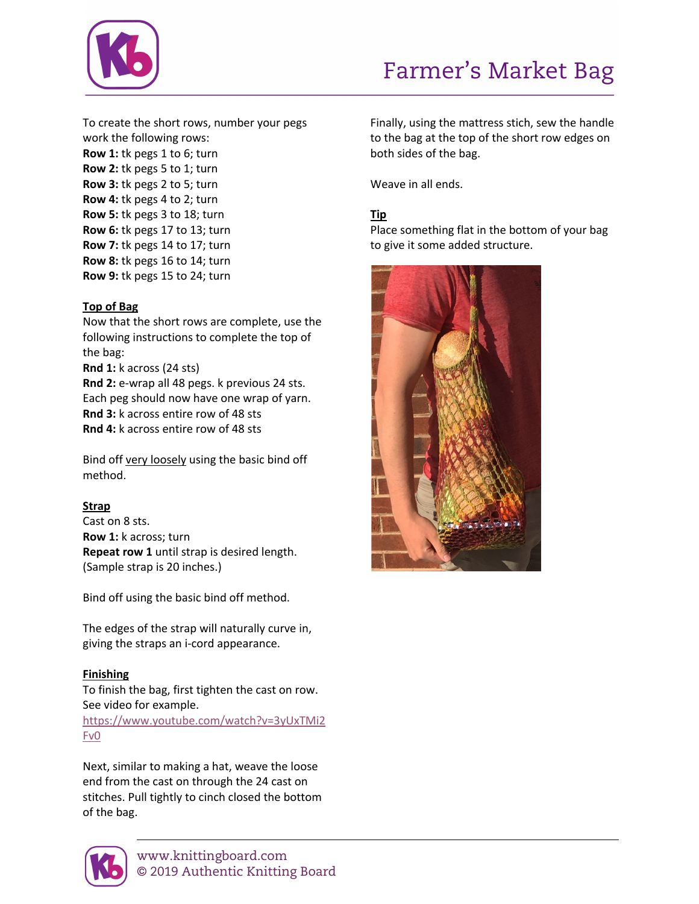To create the short rows, number your pegs work the following rows:

**Row 1:** tk pegs 1 to 6; turn
**Row 2:** tk pegs 5 to 1; turn
**Row 3:** tk pegs 2 to 5; turn
**Row 4:** tk pegs 4 to 2; turn
**Row 5:** tk pegs 3 to 18; turn
**Row 6:** tk pegs 17 to 13; turn
**Row 7:** tk pegs 14 to 17; turn
**Row 8:** tk pegs 16 to 14; turn
**Row 9:** tk pegs 15 to 24; turn

## Top of Bag

Now that the short rows are complete, use the following instructions to complete the top of the bag:

**Rnd 1:** k across (24 sts)
**Rnd 2:** e-wrap all 48 pegs. k previous 24 sts. Each peg should now have one wrap of yarn.
**Rnd 3:** k across entire row of 48 sts
**Rnd 4:** k across entire row of 48 sts

Bind off very loosely using the basic bind off method.

## Strap

Cast on 8 sts.
**Row 1:** k across; turn
**Repeat row 1** until strap is desired length. (Sample strap is 20 inches.)

Bind off using the basic bind off method.

The edges of the strap will naturally curve in, giving the straps an i-cord appearance.

## Finishing

To finish the bag, first tighten the cast on row. See video for example.
https://www.youtube.com/watch?v=3yUxTMi2Fv0

Next, similar to making a hat, weave the loose end from the cast on through the 24 cast on stitches. Pull tightly to cinch closed the bottom of the bag.

Finally, using the mattress stich, sew the handle to the bag at the top of the short row edges on both sides of the bag.

Weave in all ends.

## Tip

Place something flat in the bottom of your bag to give it some added structure.